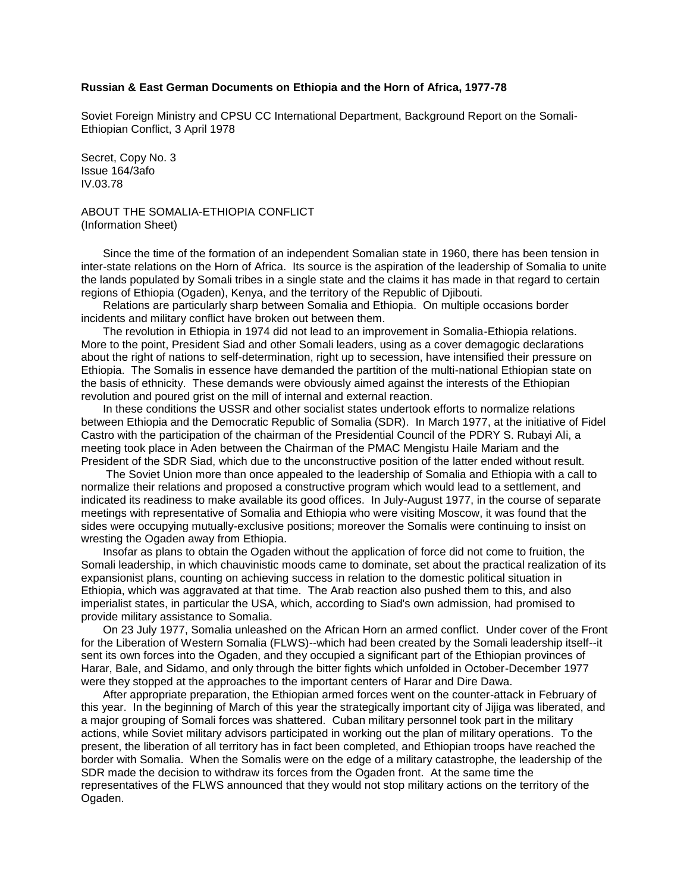**Russian & East German Documents on Ethiopia and the Horn of Africa, 1977-78**

Soviet Foreign Ministry and CPSU CC International Department, Background Report on the Somali-Ethiopian Conflict, 3 April 1978

Secret, Copy No. 3
Issue 164/3afo
IV.03.78

ABOUT THE SOMALIA-ETHIOPIA CONFLICT
(Information Sheet)

Since the time of the formation of an independent Somalian state in 1960, there has been tension in inter-state relations on the Horn of Africa. Its source is the aspiration of the leadership of Somalia to unite the lands populated by Somali tribes in a single state and the claims it has made in that regard to certain regions of Ethiopia (Ogaden), Kenya, and the territory of the Republic of Djibouti.

Relations are particularly sharp between Somalia and Ethiopia. On multiple occasions border incidents and military conflict have broken out between them.

The revolution in Ethiopia in 1974 did not lead to an improvement in Somalia-Ethiopia relations. More to the point, President Siad and other Somali leaders, using as a cover demagogic declarations about the right of nations to self-determination, right up to secession, have intensified their pressure on Ethiopia. The Somalis in essence have demanded the partition of the multi-national Ethiopian state on the basis of ethnicity. These demands were obviously aimed against the interests of the Ethiopian revolution and poured grist on the mill of internal and external reaction.

In these conditions the USSR and other socialist states undertook efforts to normalize relations between Ethiopia and the Democratic Republic of Somalia (SDR). In March 1977, at the initiative of Fidel Castro with the participation of the chairman of the Presidential Council of the PDRY S. Rubayi Ali, a meeting took place in Aden between the Chairman of the PMAC Mengistu Haile Mariam and the President of the SDR Siad, which due to the unconstructive position of the latter ended without result.

The Soviet Union more than once appealed to the leadership of Somalia and Ethiopia with a call to normalize their relations and proposed a constructive program which would lead to a settlement, and indicated its readiness to make available its good offices. In July-August 1977, in the course of separate meetings with representative of Somalia and Ethiopia who were visiting Moscow, it was found that the sides were occupying mutually-exclusive positions; moreover the Somalis were continuing to insist on wresting the Ogaden away from Ethiopia.

Insofar as plans to obtain the Ogaden without the application of force did not come to fruition, the Somali leadership, in which chauvinistic moods came to dominate, set about the practical realization of its expansionist plans, counting on achieving success in relation to the domestic political situation in Ethiopia, which was aggravated at that time. The Arab reaction also pushed them to this, and also imperialist states, in particular the USA, which, according to Siad's own admission, had promised to provide military assistance to Somalia.

On 23 July 1977, Somalia unleashed on the African Horn an armed conflict. Under cover of the Front for the Liberation of Western Somalia (FLWS)--which had been created by the Somali leadership itself--it sent its own forces into the Ogaden, and they occupied a significant part of the Ethiopian provinces of Harar, Bale, and Sidamo, and only through the bitter fights which unfolded in October-December 1977 were they stopped at the approaches to the important centers of Harar and Dire Dawa.

After appropriate preparation, the Ethiopian armed forces went on the counter-attack in February of this year. In the beginning of March of this year the strategically important city of Jijiga was liberated, and a major grouping of Somali forces was shattered. Cuban military personnel took part in the military actions, while Soviet military advisors participated in working out the plan of military operations. To the present, the liberation of all territory has in fact been completed, and Ethiopian troops have reached the border with Somalia. When the Somalis were on the edge of a military catastrophe, the leadership of the SDR made the decision to withdraw its forces from the Ogaden front. At the same time the representatives of the FLWS announced that they would not stop military actions on the territory of the Ogaden.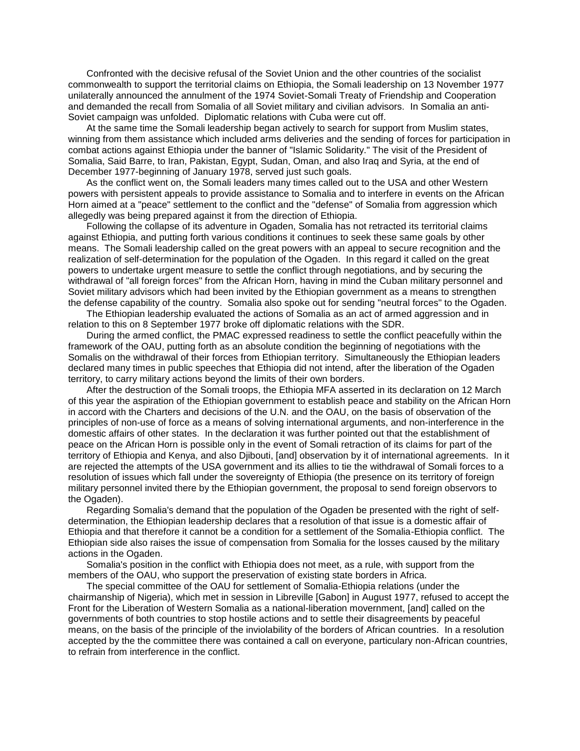Confronted with the decisive refusal of the Soviet Union and the other countries of the socialist commonwealth to support the territorial claims on Ethiopia, the Somali leadership on 13 November 1977 unilaterally announced the annulment of the 1974 Soviet-Somali Treaty of Friendship and Cooperation and demanded the recall from Somalia of all Soviet military and civilian advisors. In Somalia an anti-Soviet campaign was unfolded. Diplomatic relations with Cuba were cut off.

At the same time the Somali leadership began actively to search for support from Muslim states, winning from them assistance which included arms deliveries and the sending of forces for participation in combat actions against Ethiopia under the banner of "Islamic Solidarity." The visit of the President of Somalia, Said Barre, to Iran, Pakistan, Egypt, Sudan, Oman, and also Iraq and Syria, at the end of December 1977-beginning of January 1978, served just such goals.

As the conflict went on, the Somali leaders many times called out to the USA and other Western powers with persistent appeals to provide assistance to Somalia and to interfere in events on the African Horn aimed at a "peace" settlement to the conflict and the "defense" of Somalia from aggression which allegedly was being prepared against it from the direction of Ethiopia.

Following the collapse of its adventure in Ogaden, Somalia has not retracted its territorial claims against Ethiopia, and putting forth various conditions it continues to seek these same goals by other means. The Somali leadership called on the great powers with an appeal to secure recognition and the realization of self-determination for the population of the Ogaden. In this regard it called on the great powers to undertake urgent measure to settle the conflict through negotiations, and by securing the withdrawal of "all foreign forces" from the African Horn, having in mind the Cuban military personnel and Soviet military advisors which had been invited by the Ethiopian government as a means to strengthen the defense capability of the country. Somalia also spoke out for sending "neutral forces" to the Ogaden.

The Ethiopian leadership evaluated the actions of Somalia as an act of armed aggression and in relation to this on 8 September 1977 broke off diplomatic relations with the SDR.

During the armed conflict, the PMAC expressed readiness to settle the conflict peacefully within the framework of the OAU, putting forth as an absolute condition the beginning of negotiations with the Somalis on the withdrawal of their forces from Ethiopian territory. Simultaneously the Ethiopian leaders declared many times in public speeches that Ethiopia did not intend, after the liberation of the Ogaden territory, to carry military actions beyond the limits of their own borders.

After the destruction of the Somali troops, the Ethiopia MFA asserted in its declaration on 12 March of this year the aspiration of the Ethiopian government to establish peace and stability on the African Horn in accord with the Charters and decisions of the U.N. and the OAU, on the basis of observation of the principles of non-use of force as a means of solving international arguments, and non-interference in the domestic affairs of other states. In the declaration it was further pointed out that the establishment of peace on the African Horn is possible only in the event of Somali retraction of its claims for part of the territory of Ethiopia and Kenya, and also Djibouti, [and] observation by it of international agreements. In it are rejected the attempts of the USA government and its allies to tie the withdrawal of Somali forces to a resolution of issues which fall under the sovereignty of Ethiopia (the presence on its territory of foreign military personnel invited there by the Ethiopian government, the proposal to send foreign observors to the Ogaden).

Regarding Somalia's demand that the population of the Ogaden be presented with the right of self-determination, the Ethiopian leadership declares that a resolution of that issue is a domestic affair of Ethiopia and that therefore it cannot be a condition for a settlement of the Somalia-Ethiopia conflict. The Ethiopian side also raises the issue of compensation from Somalia for the losses caused by the military actions in the Ogaden.

Somalia's position in the conflict with Ethiopia does not meet, as a rule, with support from the members of the OAU, who support the preservation of existing state borders in Africa.

The special committee of the OAU for settlement of Somalia-Ethiopia relations (under the chairmanship of Nigeria), which met in session in Libreville [Gabon] in August 1977, refused to accept the Front for the Liberation of Western Somalia as a national-liberation movernment, [and] called on the governments of both countries to stop hostile actions and to settle their disagreements by peaceful means, on the basis of the principle of the inviolability of the borders of African countries. In a resolution accepted by the the committee there was contained a call on everyone, particulary non-African countries, to refrain from interference in the conflict.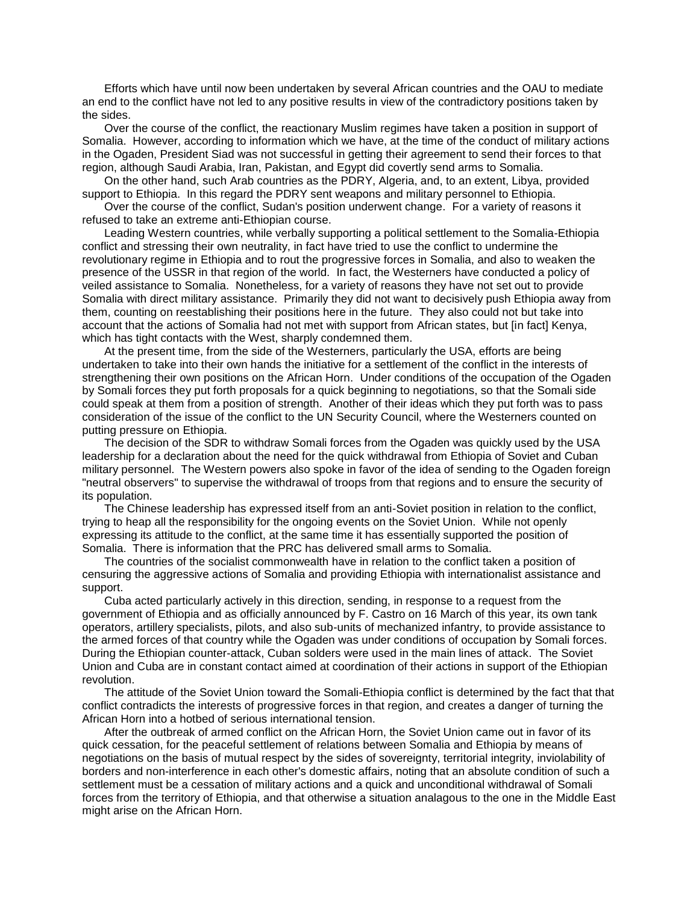Efforts which have until now been undertaken by several African countries and the OAU to mediate an end to the conflict have not led to any positive results in view of the contradictory positions taken by the sides.

Over the course of the conflict, the reactionary Muslim regimes have taken a position in support of Somalia. However, according to information which we have, at the time of the conduct of military actions in the Ogaden, President Siad was not successful in getting their agreement to send their forces to that region, although Saudi Arabia, Iran, Pakistan, and Egypt did covertly send arms to Somalia.

On the other hand, such Arab countries as the PDRY, Algeria, and, to an extent, Libya, provided support to Ethiopia. In this regard the PDRY sent weapons and military personnel to Ethiopia.

Over the course of the conflict, Sudan's position underwent change. For a variety of reasons it refused to take an extreme anti-Ethiopian course.

Leading Western countries, while verbally supporting a political settlement to the Somalia-Ethiopia conflict and stressing their own neutrality, in fact have tried to use the conflict to undermine the revolutionary regime in Ethiopia and to rout the progressive forces in Somalia, and also to weaken the presence of the USSR in that region of the world. In fact, the Westerners have conducted a policy of veiled assistance to Somalia. Nonetheless, for a variety of reasons they have not set out to provide Somalia with direct military assistance. Primarily they did not want to decisively push Ethiopia away from them, counting on reestablishing their positions here in the future. They also could not but take into account that the actions of Somalia had not met with support from African states, but [in fact] Kenya, which has tight contacts with the West, sharply condemned them.

At the present time, from the side of the Westerners, particularly the USA, efforts are being undertaken to take into their own hands the initiative for a settlement of the conflict in the interests of strengthening their own positions on the African Horn. Under conditions of the occupation of the Ogaden by Somali forces they put forth proposals for a quick beginning to negotiations, so that the Somali side could speak at them from a position of strength. Another of their ideas which they put forth was to pass consideration of the issue of the conflict to the UN Security Council, where the Westerners counted on putting pressure on Ethiopia.

The decision of the SDR to withdraw Somali forces from the Ogaden was quickly used by the USA leadership for a declaration about the need for the quick withdrawal from Ethiopia of Soviet and Cuban military personnel. The Western powers also spoke in favor of the idea of sending to the Ogaden foreign "neutral observers" to supervise the withdrawal of troops from that regions and to ensure the security of its population.

The Chinese leadership has expressed itself from an anti-Soviet position in relation to the conflict, trying to heap all the responsibility for the ongoing events on the Soviet Union. While not openly expressing its attitude to the conflict, at the same time it has essentially supported the position of Somalia. There is information that the PRC has delivered small arms to Somalia.

The countries of the socialist commonwealth have in relation to the conflict taken a position of censuring the aggressive actions of Somalia and providing Ethiopia with internationalist assistance and support.

Cuba acted particularly actively in this direction, sending, in response to a request from the government of Ethiopia and as officially announced by F. Castro on 16 March of this year, its own tank operators, artillery specialists, pilots, and also sub-units of mechanized infantry, to provide assistance to the armed forces of that country while the Ogaden was under conditions of occupation by Somali forces. During the Ethiopian counter-attack, Cuban solders were used in the main lines of attack. The Soviet Union and Cuba are in constant contact aimed at coordination of their actions in support of the Ethiopian revolution.

The attitude of the Soviet Union toward the Somali-Ethiopia conflict is determined by the fact that that conflict contradicts the interests of progressive forces in that region, and creates a danger of turning the African Horn into a hotbed of serious international tension.

After the outbreak of armed conflict on the African Horn, the Soviet Union came out in favor of its quick cessation, for the peaceful settlement of relations between Somalia and Ethiopia by means of negotiations on the basis of mutual respect by the sides of sovereignty, territorial integrity, inviolability of borders and non-interference in each other's domestic affairs, noting that an absolute condition of such a settlement must be a cessation of military actions and a quick and unconditional withdrawal of Somali forces from the territory of Ethiopia, and that otherwise a situation analagous to the one in the Middle East might arise on the African Horn.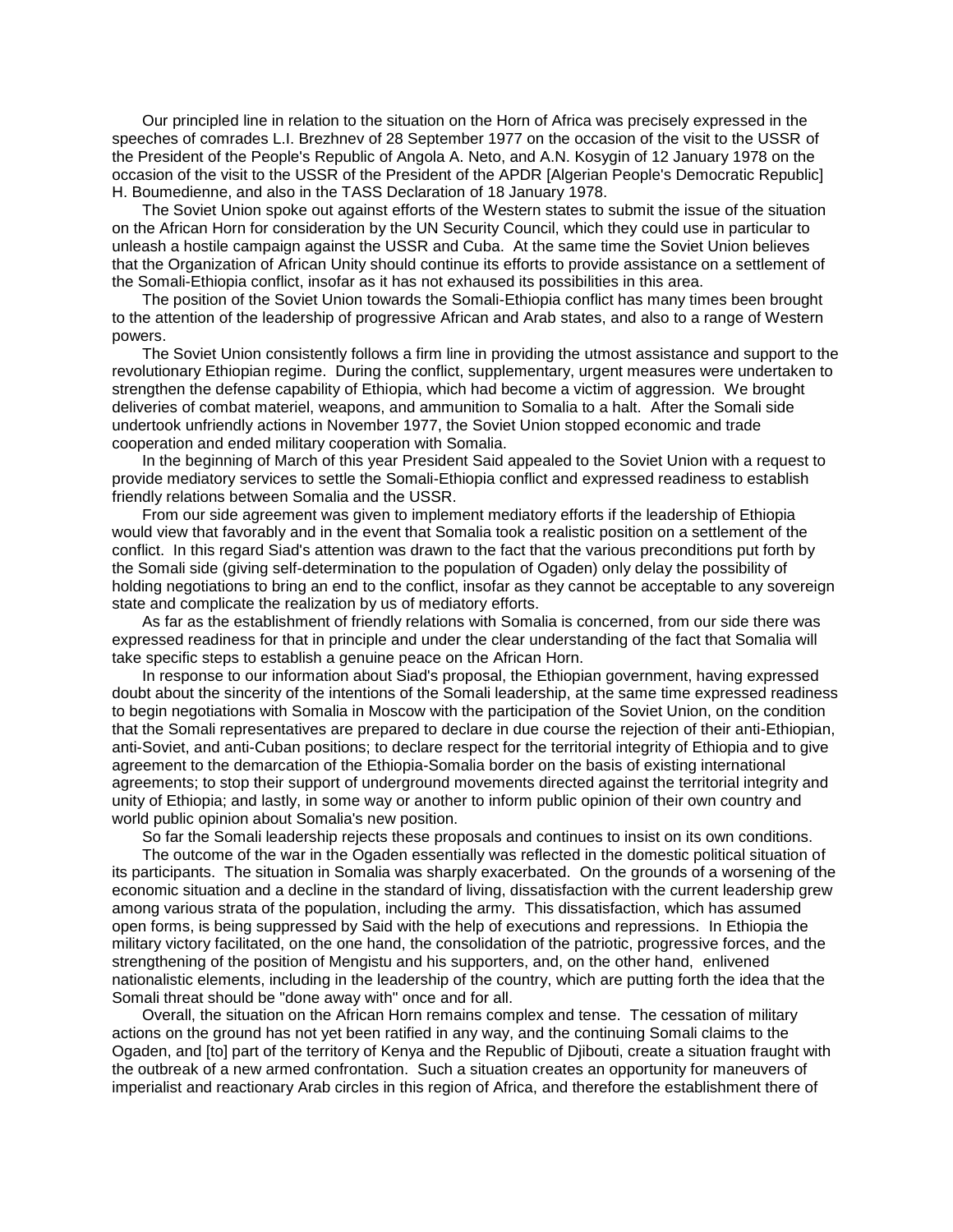Our principled line in relation to the situation on the Horn of Africa was precisely expressed in the speeches of comrades L.I. Brezhnev of 28 September 1977 on the occasion of the visit to the USSR of the President of the People's Republic of Angola A. Neto, and A.N. Kosygin of 12 January 1978 on the occasion of the visit to the USSR of the President of the APDR [Algerian People's Democratic Republic] H. Boumedienne, and also in the TASS Declaration of 18 January 1978.

The Soviet Union spoke out against efforts of the Western states to submit the issue of the situation on the African Horn for consideration by the UN Security Council, which they could use in particular to unleash a hostile campaign against the USSR and Cuba. At the same time the Soviet Union believes that the Organization of African Unity should continue its efforts to provide assistance on a settlement of the Somali-Ethiopia conflict, insofar as it has not exhaused its possibilities in this area.

The position of the Soviet Union towards the Somali-Ethiopia conflict has many times been brought to the attention of the leadership of progressive African and Arab states, and also to a range of Western powers.

The Soviet Union consistently follows a firm line in providing the utmost assistance and support to the revolutionary Ethiopian regime. During the conflict, supplementary, urgent measures were undertaken to strengthen the defense capability of Ethiopia, which had become a victim of aggression. We brought deliveries of combat materiel, weapons, and ammunition to Somalia to a halt. After the Somali side undertook unfriendly actions in November 1977, the Soviet Union stopped economic and trade cooperation and ended military cooperation with Somalia.

In the beginning of March of this year President Said appealed to the Soviet Union with a request to provide mediatory services to settle the Somali-Ethiopia conflict and expressed readiness to establish friendly relations between Somalia and the USSR.

From our side agreement was given to implement mediatory efforts if the leadership of Ethiopia would view that favorably and in the event that Somalia took a realistic position on a settlement of the conflict. In this regard Siad's attention was drawn to the fact that the various preconditions put forth by the Somali side (giving self-determination to the population of Ogaden) only delay the possibility of holding negotiations to bring an end to the conflict, insofar as they cannot be acceptable to any sovereign state and complicate the realization by us of mediatory efforts.

As far as the establishment of friendly relations with Somalia is concerned, from our side there was expressed readiness for that in principle and under the clear understanding of the fact that Somalia will take specific steps to establish a genuine peace on the African Horn.

In response to our information about Siad's proposal, the Ethiopian government, having expressed doubt about the sincerity of the intentions of the Somali leadership, at the same time expressed readiness to begin negotiations with Somalia in Moscow with the participation of the Soviet Union, on the condition that the Somali representatives are prepared to declare in due course the rejection of their anti-Ethiopian, anti-Soviet, and anti-Cuban positions; to declare respect for the territorial integrity of Ethiopia and to give agreement to the demarcation of the Ethiopia-Somalia border on the basis of existing international agreements; to stop their support of underground movements directed against the territorial integrity and unity of Ethiopia; and lastly, in some way or another to inform public opinion of their own country and world public opinion about Somalia's new position.

So far the Somali leadership rejects these proposals and continues to insist on its own conditions.

The outcome of the war in the Ogaden essentially was reflected in the domestic political situation of its participants. The situation in Somalia was sharply exacerbated. On the grounds of a worsening of the economic situation and a decline in the standard of living, dissatisfaction with the current leadership grew among various strata of the population, including the army. This dissatisfaction, which has assumed open forms, is being suppressed by Said with the help of executions and repressions. In Ethiopia the military victory facilitated, on the one hand, the consolidation of the patriotic, progressive forces, and the strengthening of the position of Mengistu and his supporters, and, on the other hand, enlivened nationalistic elements, including in the leadership of the country, which are putting forth the idea that the Somali threat should be "done away with" once and for all.

Overall, the situation on the African Horn remains complex and tense. The cessation of military actions on the ground has not yet been ratified in any way, and the continuing Somali claims to the Ogaden, and [to] part of the territory of Kenya and the Republic of Djibouti, create a situation fraught with the outbreak of a new armed confrontation. Such a situation creates an opportunity for maneuvers of imperialist and reactionary Arab circles in this region of Africa, and therefore the establishment there of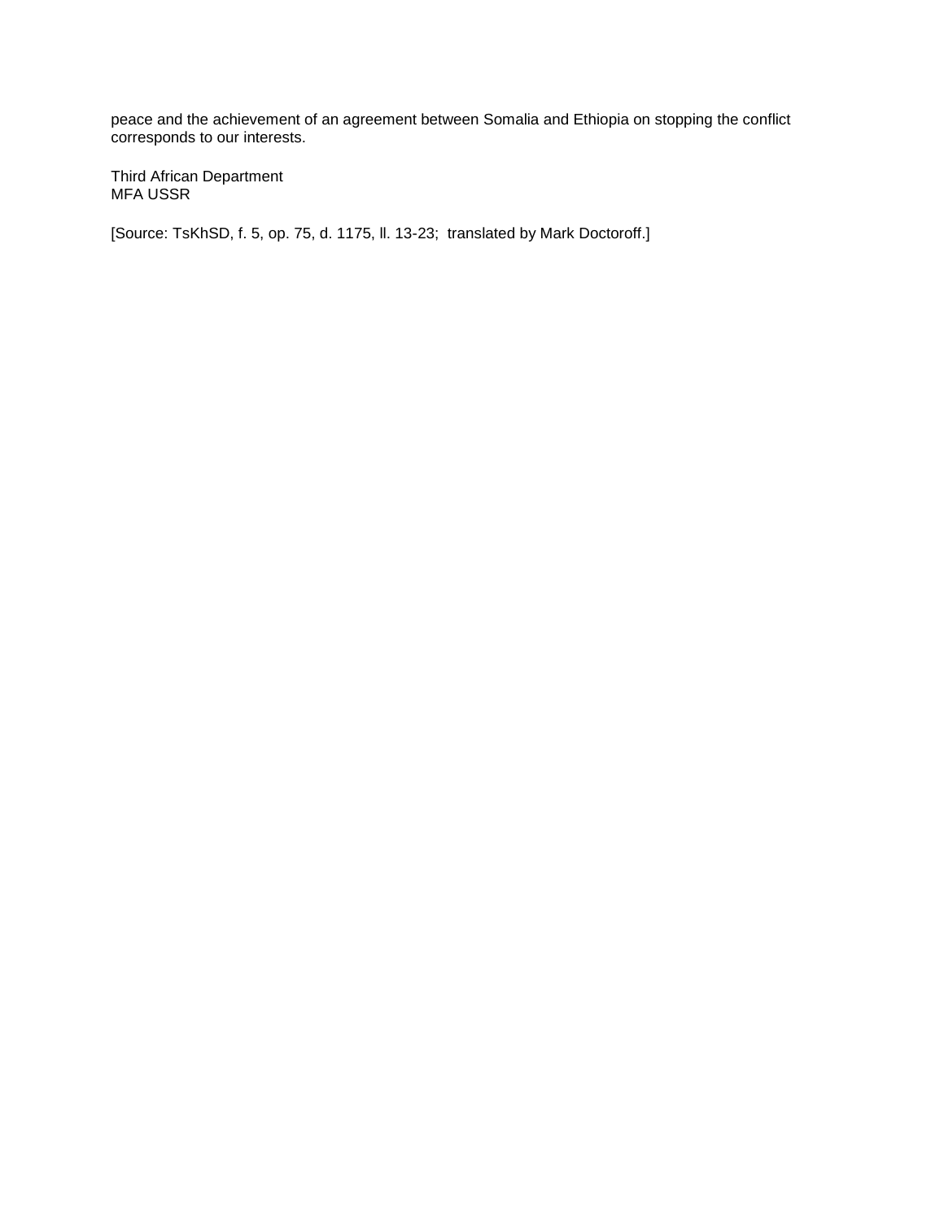peace and the achievement of an agreement between Somalia and Ethiopia on stopping the conflict corresponds to our interests.

Third African Department
MFA USSR

[Source: TsKhSD, f. 5, op. 75, d. 1175, ll. 13-23; translated by Mark Doctoroff.]